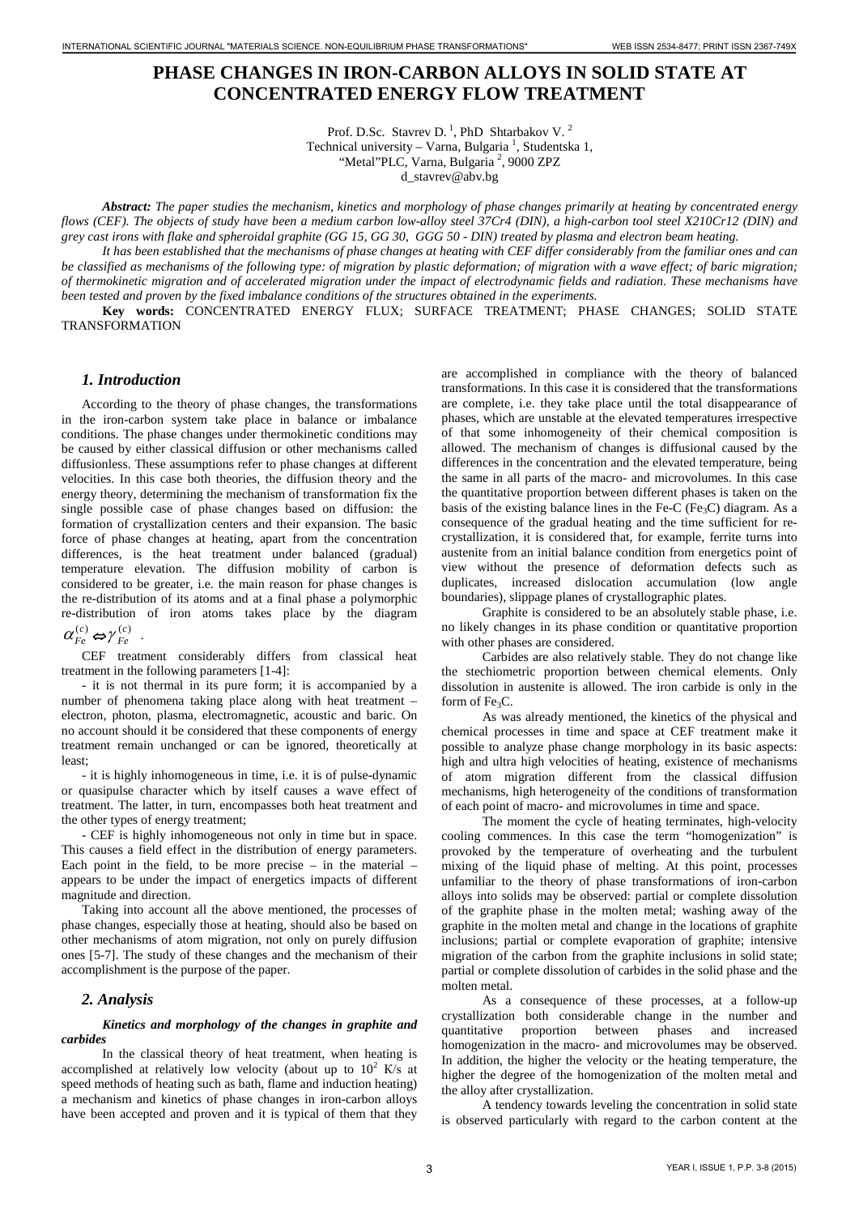# PHASE CHANGES IN IRON-CARBON ALLOYS IN SOLID STATE AT CONCENTRATED ENERGY FLOW TREATMENT

Prof. D.Sc. Stavrev D. [1], PhD Shtarbakov V. [2]
Technical university – Varna, Bulgaria [1], Studentska 1,
"Metal"PLC, Varna, Bulgaria [2], 9000 ZPZ
d_stavrev@abv.bg

***Abstract:*** *The paper studies the mechanism, kinetics and morphology of phase changes primarily at heating by concentrated energy flows (CEF). The objects of study have been a medium carbon low-alloy steel 37Cr4 (DIN), a high-carbon tool steel X210Cr12 (DIN) and grey cast irons with flake and spheroidal graphite (GG 15, GG 30, GGG 50 - DIN) treated by plasma and electron beam heating.*

*It has been established that the mechanisms of phase changes at heating with CEF differ considerably from the familiar ones and can be classified as mechanisms of the following type: of migration by plastic deformation; of migration with a wave effect; of baric migration; of thermokinetic migration and of accelerated migration under the impact of electrodynamic fields and radiation. These mechanisms have been tested and proven by the fixed imbalance conditions of the structures obtained in the experiments.*

**Key words:** CONCENTRATED ENERGY FLUX; SURFACE TREATMENT; PHASE CHANGES; SOLID STATE TRANSFORMATION

## *1. Introduction*

According to the theory of phase changes, the transformations in the iron-carbon system take place in balance or imbalance conditions. The phase changes under thermokinetic conditions may be caused by either classical diffusion or other mechanisms called diffusionless. These assumptions refer to phase changes at different velocities. In this case both theories, the diffusion theory and the energy theory, determining the mechanism of transformation fix the single possible case of phase changes based on diffusion: the formation of crystallization centers and their expansion. The basic force of phase changes at heating, apart from the concentration differences, is the heat treatment under balanced (gradual) temperature elevation. The diffusion mobility of carbon is considered to be greater, i.e. the main reason for phase changes is the re-distribution of its atoms and at a final phase a polymorphic re-distribution of iron atoms takes place by the diagram $\alpha_{Fe}^{(c)} \Leftrightarrow \gamma_{Fe}^{(c)}$ .

CEF treatment considerably differs from classical heat treatment in the following parameters [1-4]:

- it is not thermal in its pure form; it is accompanied by a number of phenomena taking place along with heat treatment – electron, photon, plasma, electromagnetic, acoustic and baric. On no account should it be considered that these components of energy treatment remain unchanged or can be ignored, theoretically at least;

- it is highly inhomogeneous in time, i.e. it is of pulse-dynamic or quasipulse character which by itself causes a wave effect of treatment. The latter, in turn, encompasses both heat treatment and the other types of energy treatment;

- CEF is highly inhomogeneous not only in time but in space. This causes a field effect in the distribution of energy parameters. Each point in the field, to be more precise – in the material – appears to be under the impact of energetics impacts of different magnitude and direction.

Taking into account all the above mentioned, the processes of phase changes, especially those at heating, should also be based on other mechanisms of atom migration, not only on purely diffusion ones [5-7]. The study of these changes and the mechanism of their accomplishment is the purpose of the paper.

## *2. Analysis*

### *Kinetics and morphology of the changes in graphite and carbides*

In the classical theory of heat treatment, when heating is accomplished at relatively low velocity (about up to $10^2$ K/s at speed methods of heating such as bath, flame and induction heating) a mechanism and kinetics of phase changes in iron-carbon alloys have been accepted and proven and it is typical of them that they are accomplished in compliance with the theory of balanced transformations. In this case it is considered that the transformations are complete, i.e. they take place until the total disappearance of phases, which are unstable at the elevated temperatures irrespective of that some inhomogeneity of their chemical composition is allowed. The mechanism of changes is diffusional caused by the differences in the concentration and the elevated temperature, being the same in all parts of the macro- and microvolumes. In this case the quantitative proportion between different phases is taken on the basis of the existing balance lines in the Fe-C ($Fe_3C$) diagram. As a consequence of the gradual heating and the time sufficient for re-crystallization, it is considered that, for example, ferrite turns into austenite from an initial balance condition from energetics point of view without the presence of deformation defects such as duplicates, increased dislocation accumulation (low angle boundaries), slippage planes of crystallographic plates.

Graphite is considered to be an absolutely stable phase, i.e. no likely changes in its phase condition or quantitative proportion with other phases are considered.

Carbides are also relatively stable. They do not change like the stechiometric proportion between chemical elements. Only dissolution in austenite is allowed. The iron carbide is only in the form of $Fe_3C$.

As was already mentioned, the kinetics of the physical and chemical processes in time and space at CEF treatment make it possible to analyze phase change morphology in its basic aspects: high and ultra high velocities of heating, existence of mechanisms of atom migration different from the classical diffusion mechanisms, high heterogeneity of the conditions of transformation of each point of macro- and microvolumes in time and space.

The moment the cycle of heating terminates, high-velocity cooling commences. In this case the term "homogenization" is provoked by the temperature of overheating and the turbulent mixing of the liquid phase of melting. At this point, processes unfamiliar to the theory of phase transformations of iron-carbon alloys into solids may be observed: partial or complete dissolution of the graphite phase in the molten metal; washing away of the graphite in the molten metal and change in the locations of graphite inclusions; partial or complete evaporation of graphite; intensive migration of the carbon from the graphite inclusions in solid state; partial or complete dissolution of carbides in the solid phase and the molten metal.

As a consequence of these processes, at a follow-up crystallization both considerable change in the number and quantitative proportion between phases and increased homogenization in the macro- and microvolumes may be observed. In addition, the higher the velocity or the heating temperature, the higher the degree of the homogenization of the molten metal and the alloy after crystallization.

A tendency towards leveling the concentration in solid state is observed particularly with regard to the carbon content at the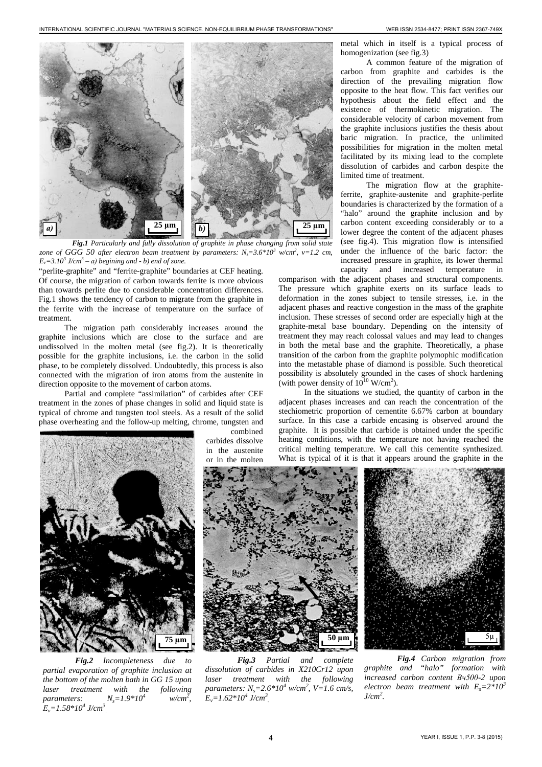*Fig.1 Particularly and fully dissolution of graphite in phase changing from solid state zone of GGG 50 after electron beam treatment by parameters: $N_s=3.6*10^3$ w/cm², v=1.2 cm, $E_v=3.10^3$ J/cm³ – a) begining and - b) end of zone.*

"perlite-graphite" and "ferrite-graphite" boundaries at CEF heating. Of course, the migration of carbon towards ferrite is more obvious than towards perlite due to considerable concentration differences. Fig.1 shows the tendency of carbon to migrate from the graphite in the ferrite with the increase of temperature on the surface of treatment.

The migration path considerably increases around the graphite inclusions which are close to the surface and are undissolved in the molten metal (see fig.2). It is theoretically possible for the graphite inclusions, i.e. the carbon in the solid phase, to be completely dissolved. Undoubtedly, this process is also connected with the migration of iron atoms from the austenite in direction opposite to the movement of carbon atoms.

Partial and complete "assimilation" of carbides after CEF treatment in the zones of phase changes in solid and liquid state is typical of chrome and tungsten tool steels. As a result of the solid phase overheating and the follow-up melting, chrome, tungsten and combined carbides dissolve in the austenite or in the molten metal which in itself is a typical process of homogenization (see fig.3)

A common feature of the migration of carbon from graphite and carbides is the direction of the prevailing migration flow opposite to the heat flow. This fact verifies our hypothesis about the field effect and the existence of thermokinetic migration. The considerable velocity of carbon movement from the graphite inclusions justifies the thesis about baric migration. In practice, the unlimited possibilities for migration in the molten metal facilitated by its mixing lead to the complete dissolution of carbides and carbon despite the limited time of treatment.

The migration flow at the graphite-ferrite, graphite-austenite and graphite-perlite boundaries is characterized by the formation of a "halo" around the graphite inclusion and by carbon content exceeding considerably or to a lower degree the content of the adjacent phases (see fig.4). This migration flow is intensified under the influence of the baric factor: the increased pressure in graphite, its lower thermal capacity and increased temperature in comparison with the adjacent phases and structural components. The pressure which graphite exerts on its surface leads to deformation in the zones subject to tensile stresses, i.e. in the adjacent phases and reactive congestion in the mass of the graphite inclusion. These stresses of second order are especially high at the graphite-metal base boundary. Depending on the intensity of treatment they may reach colossal values and may lead to changes in both the metal base and the graphite. Theoretically, a phase transition of the carbon from the graphite polymophic modification into the metastable phase of diamond is possible. Such theoretical possibility is absolutely grounded in the cases of shock hardening (with power density of $10^{10}$ W/cm²).

In the situations we studied, the quantity of carbon in the adjacent phases increases and can reach the concentration of the stechiometric proportion of cementite 6.67% carbon at boundary surface. In this case a carbide encasing is observed around the graphite. It is possible that carbide is obtained under the specific heating conditions, with the temperature not having reached the critical melting temperature. We call this cementite synthesized. What is typical of it is that it appears around the graphite in the

*Fig.2 Incompleteness due to partial evaporation of graphite inclusion at the bottom of the molten bath in GG 15 upon laser treatment with the following parameters: $N_s=1.9*10^4$ w/cm², $E_v=1.58*10^4$ J/cm³.*

*Fig.3 Partial and complete dissolution of carbides in X210Cr12 upon laser treatment with the following parameters: $N_s=2.6*10^4$ w/cm², V=1.6 cm/s, $E_v=1.62*10^4$ J/cm³.*

*Fig.4 Carbon migration from graphite and "halo" formation with increased carbon content Вч500-2 upon electron beam treatment with $E_s=2*10^3$ J/cm².*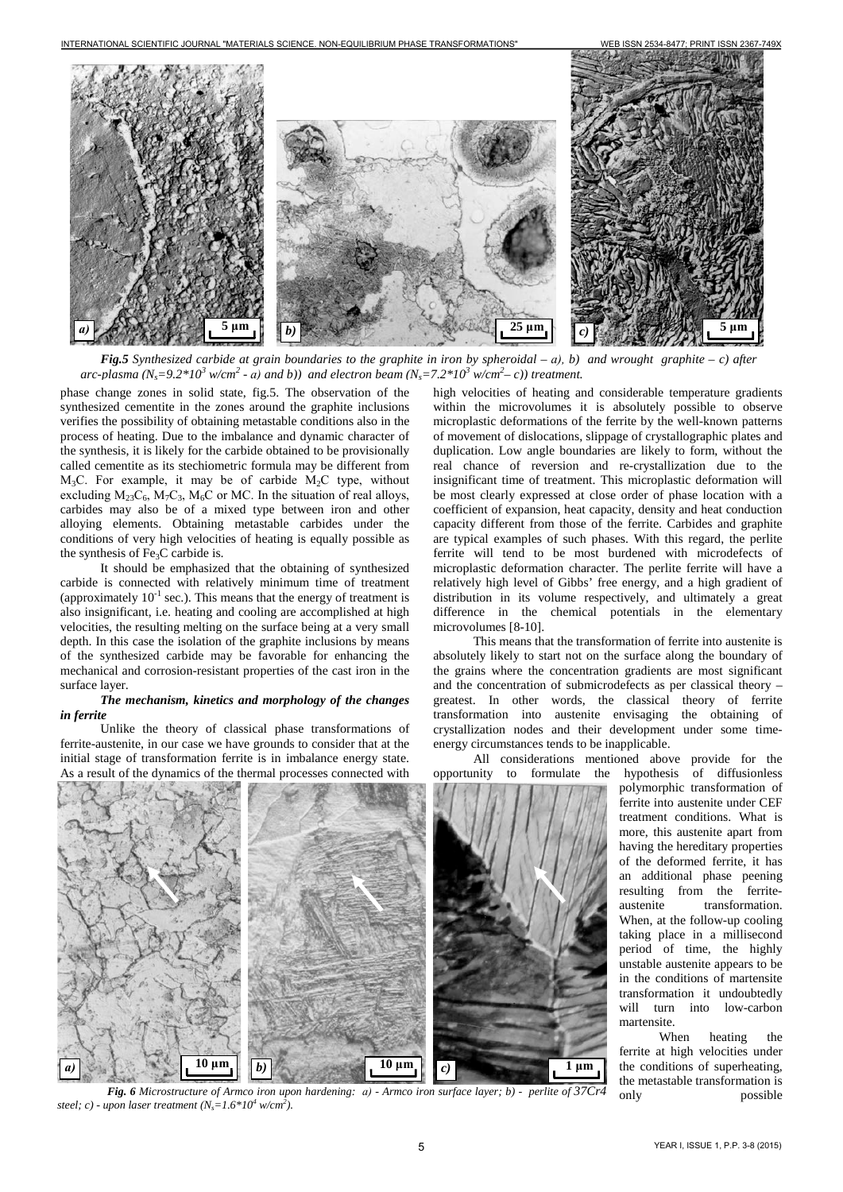*Fig.5 Synthesized carbide at grain boundaries to the graphite in iron by spheroidal – a), b) and wrought graphite – c) after arc-plasma ($N_s$=9.2*10$^3$ w/cm$^2$ - a) and b)) and electron beam ($N_s$=7.2*10$^3$ w/cm$^2$– c)) treatment.*

phase change zones in solid state, fig.5. The observation of the synthesized cementite in the zones around the graphite inclusions verifies the possibility of obtaining metastable conditions also in the process of heating. Due to the imbalance and dynamic character of the synthesis, it is likely for the carbide obtained to be provisionally called cementite as its stechiometric formula may be different from $M_3C$. For example, it may be of carbide $M_2C$ type, without excluding $M_{23}C_6$, $M_7C_3$, $M_6C$ or MC. In the situation of real alloys, carbides may also be of a mixed type between iron and other alloying elements. Obtaining metastable carbides under the conditions of very high velocities of heating is equally possible as the synthesis of $Fe_3C$ carbide is.

It should be emphasized that the obtaining of synthesized carbide is connected with relatively minimum time of treatment (approximately $10^{-1}$ sec.). This means that the energy of treatment is also insignificant, i.e. heating and cooling are accomplished at high velocities, the resulting melting on the surface being at a very small depth. In this case the isolation of the graphite inclusions by means of the synthesized carbide may be favorable for enhancing the mechanical and corrosion-resistant properties of the cast iron in the surface layer.

***The mechanism, kinetics and morphology of the changes in ferrite***

Unlike the theory of classical phase transformations of ferrite-austenite, in our case we have grounds to consider that at the initial stage of transformation ferrite is in imbalance energy state. As a result of the dynamics of the thermal processes connected with high velocities of heating and considerable temperature gradients within the microvolumes it is absolutely possible to observe microplastic deformations of the ferrite by the well-known patterns of movement of dislocations, slippage of crystallographic plates and duplication. Low angle boundaries are likely to form, without the real chance of reversion and re-crystallization due to the insignificant time of treatment. This microplastic deformation will be most clearly expressed at close order of phase location with a coefficient of expansion, heat capacity, density and heat conduction capacity different from those of the ferrite. Carbides and graphite are typical examples of such phases. With this regard, the perlite ferrite will tend to be most burdened with microdefects of microplastic deformation character. The perlite ferrite will have a relatively high level of Gibbs' free energy, and a high gradient of distribution in its volume respectively, and ultimately a great difference in the chemical potentials in the elementary microvolumes [8-10].

This means that the transformation of ferrite into austenite is absolutely likely to start not on the surface along the boundary of the grains where the concentration gradients are most significant and the concentration of submicrodefects as per classical theory – greatest. In other words, the classical theory of ferrite transformation into austenite envisaging the obtaining of crystallization nodes and their development under some time-energy circumstances tends to be inapplicable.

All considerations mentioned above provide for the opportunity to formulate the hypothesis of diffusionless polymorphic transformation of ferrite into austenite under CEF treatment conditions. What is more, this austenite apart from having the hereditary properties of the deformed ferrite, it has an additional phase peening resulting from the ferrite-austenite transformation. When, at the follow-up cooling taking place in a millisecond period of time, the highly unstable austenite appears to be in the conditions of martensite transformation it undoubtedly will turn into low-carbon martensite.

When heating the ferrite at high velocities under the conditions of superheating, the metastable transformation is only possible

*Fig. 6 Microstructure of Armco iron upon hardening: a) - Armco iron surface layer; b) - perlite of 37Cr4 steel; c) - upon laser treatment ($N_s$=1.6*10$^4$ w/cm$^2$).*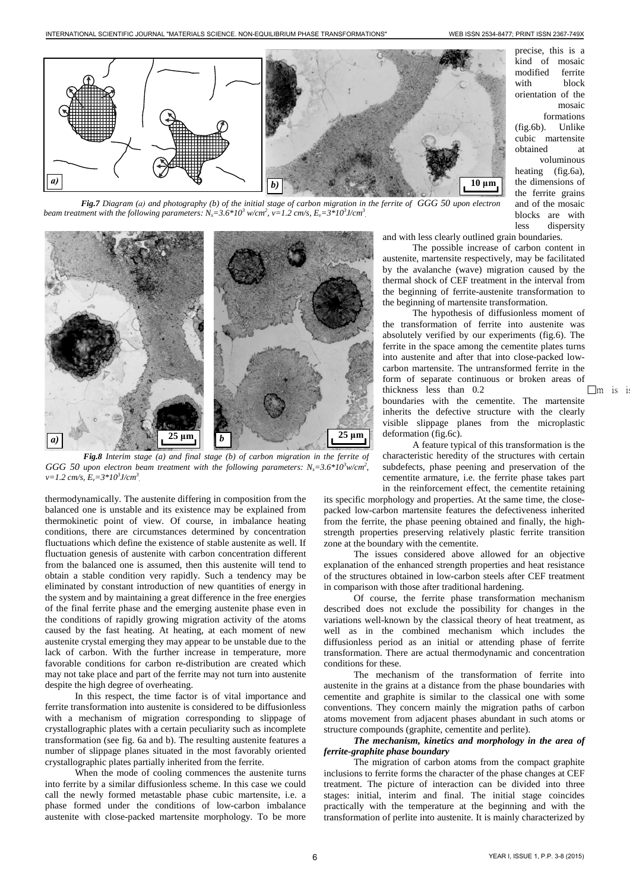*Fig.7 Diagram (a) and photography (b) of the initial stage of carbon migration in the ferrite of GGG 50 upon electron beam treatment with the following parameters: $N_s=3.6*10^3$ w/cm$^2$, v=1.2 cm/s, $E_v=3*10^3$J/cm$^3$.*

*Fig.8 Interim stage (a) and final stage (b) of carbon migration in the ferrite of GGG 50 upon electron beam treatment with the following parameters: $N_s=3.6*10^3$w/cm$^2$, v=1.2 cm/s, $E_v=3*10^3$J/cm$^3$.*

thermodynamically. The austenite differing in composition from the balanced one is unstable and its existence may be explained from thermokinetic point of view. Of course, in imbalance heating conditions, there are circumstances determined by concentration fluctuations which define the existence of stable austenite as well. If fluctuation genesis of austenite with carbon concentration different from the balanced one is assumed, then this austenite will tend to obtain a stable condition very rapidly. Such a tendency may be eliminated by constant introduction of new quantities of energy in the system and by maintaining a great difference in the free energies of the final ferrite phase and the emerging austenite phase even in the conditions of rapidly growing migration activity of the atoms caused by the fast heating. At heating, at each moment of new austenite crystal emerging they may appear to be unstable due to the lack of carbon. With the further increase in temperature, more favorable conditions for carbon re-distribution are created which may not take place and part of the ferrite may not turn into austenite despite the high degree of overheating.

In this respect, the time factor is of vital importance and ferrite transformation into austenite is considered to be diffusionless with a mechanism of migration corresponding to slippage of crystallographic plates with a certain peculiarity such as incomplete transformation (see fig. 6a and b). The resulting austenite features a number of slippage planes situated in the most favorably oriented crystallographic plates partially inherited from the ferrite.

When the mode of cooling commences the austenite turns into ferrite by a similar diffusionless scheme. In this case we could call the newly formed metastable phase cubic martensite, i.e. a phase formed under the conditions of low-carbon imbalance austenite with close-packed martensite morphology. To be more precise, this is a kind of mosaic modified ferrite with block orientation of the mosaic formations (fig.6b). Unlike cubic martensite obtained at voluminous heating (fig.6a), the dimensions of the ferrite grains and of the mosaic blocks are with less dispersity and with less clearly outlined grain boundaries.

The possible increase of carbon content in austenite, martensite respectively, may be facilitated by the avalanche (wave) migration caused by the thermal shock of CEF treatment in the interval from the beginning of ferrite-austenite transformation to the beginning of martensite transformation.

The hypothesis of diffusionless moment of the transformation of ferrite into austenite was absolutely verified by our experiments (fig.6). The ferrite in the space among the cementite plates turns into austenite and after that into close-packed low-carbon martensite. The untransformed ferrite in the form of separate continuous or broken areas of thickness less than 0.2 μm is is boundaries with the cementite. The martensite inherits the defective structure with the clearly visible slippage planes from the microplastic deformation (fig.6c).

A feature typical of this transformation is the characteristic heredity of the structures with certain subdefects, phase peening and preservation of the cementite armature, i.e. the ferrite phase takes part in the reinforcement effect, the cementite retaining its specific morphology and properties. At the same time, the close-packed low-carbon martensite features the defectiveness inherited from the ferrite, the phase peening obtained and finally, the high-strength properties preserving relatively plastic ferrite transition zone at the boundary with the cementite.

The issues considered above allowed for an objective explanation of the enhanced strength properties and heat resistance of the structures obtained in low-carbon steels after CEF treatment in comparison with those after traditional hardening.

Of course, the ferrite phase transformation mechanism described does not exclude the possibility for changes in the variations well-known by the classical theory of heat treatment, as well as in the combined mechanism which includes the diffusionless period as an initial or attending phase of ferrite transformation. There are actual thermodynamic and concentration conditions for these.

The mechanism of the transformation of ferrite into austenite in the grains at a distance from the phase boundaries with cementite and graphite is similar to the classical one with some conventions. They concern mainly the migration paths of carbon atoms movement from adjacent phases abundant in such atoms or structure compounds (graphite, cementite and perlite).

***The mechanism, kinetics and morphology in the area of ferrite-graphite phase boundary***

The migration of carbon atoms from the compact graphite inclusions to ferrite forms the character of the phase changes at CEF treatment. The picture of interaction can be divided into three stages: initial, interim and final. The initial stage coincides practically with the temperature at the beginning and with the transformation of perlite into austenite. It is mainly characterized by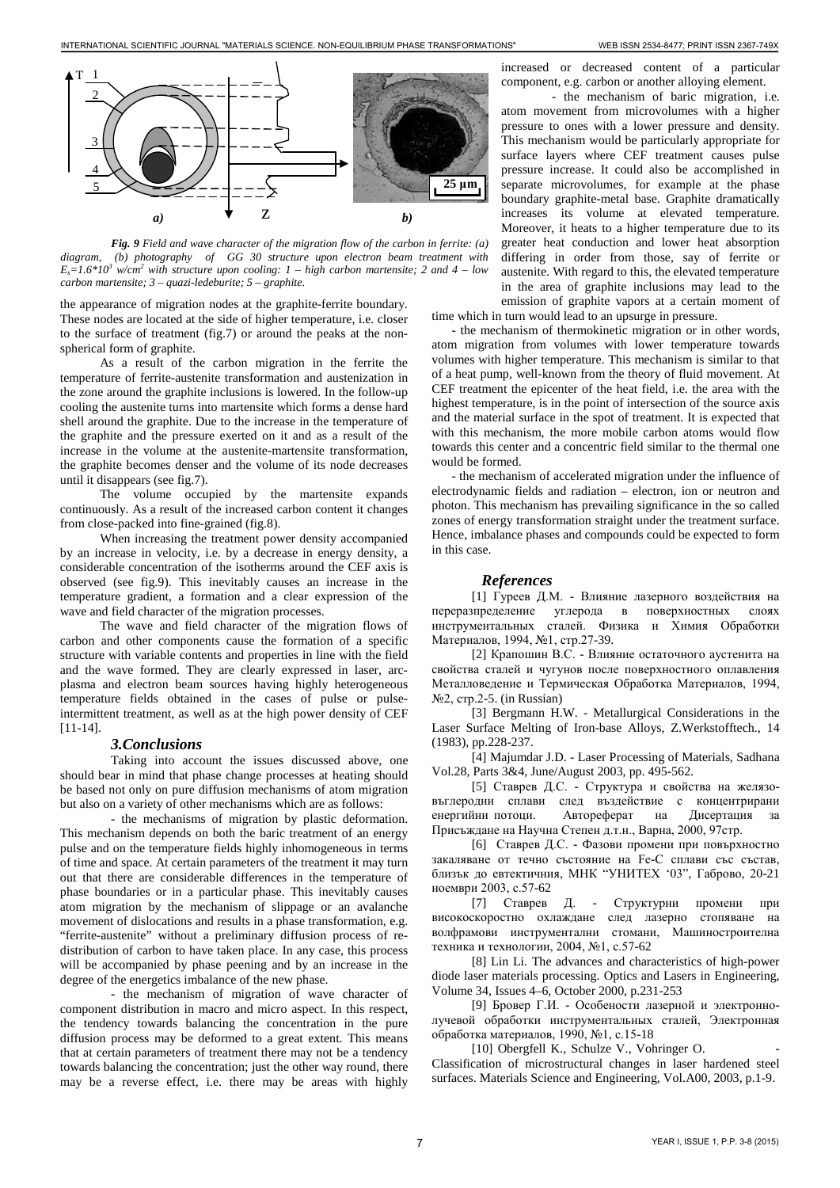*Fig. 9 Field and wave character of the migration flow of the carbon in ferrite: (a) diagram, (b) photography of GG 30 structure upon electron beam treatment with $E_s=1.6*10^3$ w/cm$^2$ with structure upon cooling: 1 – high carbon martensite; 2 and 4 – low carbon martensite; 3 – quazi-ledeburite; 5 – graphite.*

the appearance of migration nodes at the graphite-ferrite boundary. These nodes are located at the side of higher temperature, i.e. closer to the surface of treatment (fig.7) or around the peaks at the non-spherical form of graphite.

As a result of the carbon migration in the ferrite the temperature of ferrite-austenite transformation and austenization in the zone around the graphite inclusions is lowered. In the follow-up cooling the austenite turns into martensite which forms a dense hard shell around the graphite. Due to the increase in the temperature of the graphite and the pressure exerted on it and as a result of the increase in the volume at the austenite-martensite transformation, the graphite becomes denser and the volume of its node decreases until it disappears (see fig.7).

The volume occupied by the martensite expands continuously. As a result of the increased carbon content it changes from close-packed into fine-grained (fig.8).

When increasing the treatment power density accompanied by an increase in velocity, i.e. by a decrease in energy density, a considerable concentration of the isotherms around the CEF axis is observed (see fig.9). This inevitably causes an increase in the temperature gradient, a formation and a clear expression of the wave and field character of the migration processes.

The wave and field character of the migration flows of carbon and other components cause the formation of a specific structure with variable contents and properties in line with the field and the wave formed. They are clearly expressed in laser, arc-plasma and electron beam sources having highly heterogeneous temperature fields obtained in the cases of pulse or pulse-intermittent treatment, as well as at the high power density of CEF [11-14].

## 3.Conclusions

Taking into account the issues discussed above, one should bear in mind that phase change processes at heating should be based not only on pure diffusion mechanisms of atom migration but also on a variety of other mechanisms which are as follows:

- the mechanisms of migration by plastic deformation. This mechanism depends on both the baric treatment of an energy pulse and on the temperature fields highly inhomogeneous in terms of time and space. At certain parameters of the treatment it may turn out that there are considerable differences in the temperature of phase boundaries or in a particular phase. This inevitably causes atom migration by the mechanism of slippage or an avalanche movement of dislocations and results in a phase transformation, e.g. "ferrite-austenite" without a preliminary diffusion process of re-distribution of carbon to have taken place. In any case, this process will be accompanied by phase peening and by an increase in the degree of the energetics imbalance of the new phase.

- the mechanism of migration of wave character of component distribution in macro and micro aspect. In this respect, the tendency towards balancing the concentration in the pure diffusion process may be deformed to a great extent. This means that at certain parameters of treatment there may not be a tendency towards balancing the concentration; just the other way round, there may be a reverse effect, i.e. there may be areas with highly increased or decreased content of a particular component, e.g. carbon or another alloying element.

- the mechanism of baric migration, i.e. atom movement from microvolumes with a higher pressure to ones with a lower pressure and density. This mechanism would be particularly appropriate for surface layers where CEF treatment causes pulse pressure increase. It could also be accomplished in separate microvolumes, for example at the phase boundary graphite-metal base. Graphite dramatically increases its volume at elevated temperature. Moreover, it heats to a higher temperature due to its greater heat conduction and lower heat absorption differing in order from those, say of ferrite or austenite. With regard to this, the elevated temperature in the area of graphite inclusions may lead to the emission of graphite vapors at a certain moment of time which in turn would lead to an upsurge in pressure.

- the mechanism of thermokinetic migration or in other words, atom migration from volumes with lower temperature towards volumes with higher temperature. This mechanism is similar to that of a heat pump, well-known from the theory of fluid movement. At CEF treatment the epicenter of the heat field, i.e. the area with the highest temperature, is in the point of intersection of the source axis and the material surface in the spot of treatment. It is expected that with this mechanism, the more mobile carbon atoms would flow towards this center and a concentric field similar to the thermal one would be formed.

- the mechanism of accelerated migration under the influence of electrodynamic fields and radiation – electron, ion or neutron and photon. This mechanism has prevailing significance in the so called zones of energy transformation straight under the treatment surface. Hence, imbalance phases and compounds could be expected to form in this case.

## References

[1] Гуреев Д.М. - Влияние лазерного воздействия на перераспределение углерода в поверхностных слоях инструментальных сталей. Физика и Химия Обработки Материалов, 1994, №1, стр.27-39.

[2] Крапошин В.С. - Влияние остаточного аустенита на свойства сталей и чугунов после поверхностного оплавления Металловедение и Термическая Обработка Материалов, 1994, №2, стр.2-5. (in Russian)

[3] Bergmann H.W. - Metallurgical Considerations in the Laser Surface Melting of Iron-base Alloys, Z.Werkstofftech., 14 (1983), pp.228-237.

[4] Majumdar J.D. - Laser Processing of Materials, Sadhana Vol.28, Parts 3&4, June/August 2003, pp. 495-562.

[5] Ставрев Д.С. - Структура и свойства на желязо-въглеродни сплави след въздействие с концентрирани енергийни потоци. Автореферат на Дисертация за Присъждане на Научна Степен д.т.н., Варна, 2000, 97стр.

[6] Ставрев Д.С. - Фазови промени при повърхностно закаляване от течно състояние на Fe-C сплави със състав, близък до евтектичния, МНК "УНИТЕХ '03", Габрово, 20-21 ноември 2003, с.57-62

[7] Ставрев Д. - Структурни промени при високоскоростно охлаждане след лазерно стопяване на волфрамови инструментални стомани, Машиностроителна техника и технологии, 2004, №1, с.57-62

[8] Lin Li. The advances and characteristics of high-power diode laser materials processing. Optics and Lasers in Engineering, Volume 34, Issues 4–6, October 2000, p.231-253

[9] Бровер Г.И. - Особености лазерной и электронно-лучевой обработки инструментальных сталей, Электронная обработка материалов, 1990, №1, с.15-18

[10] Obergfell K., Schulze V., Vohringer O. - Classification of microstructural changes in laser hardened steel surfaces. Materials Science and Engineering, Vol.A00, 2003, p.1-9.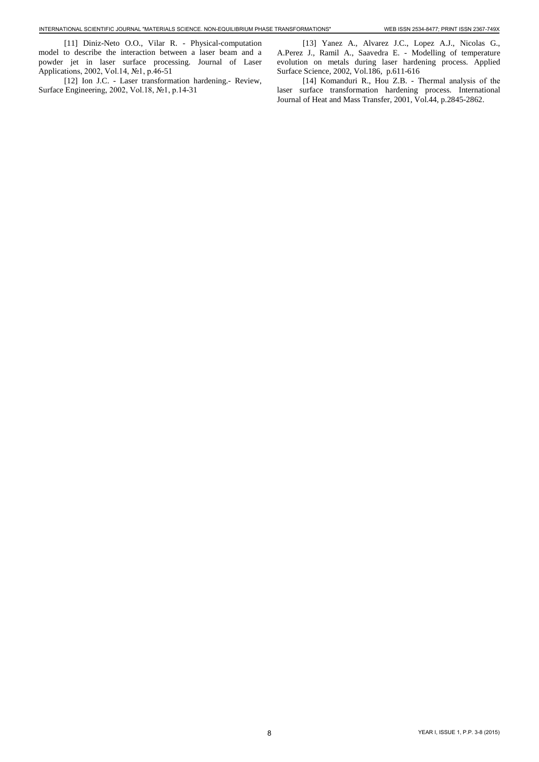[11] Diniz-Neto O.O., Vilar R. - Physical-computation model to describe the interaction between a laser beam and a powder jet in laser surface processing. Journal of Laser Applications, 2002, Vol.14, №1, p.46-51

[12] Ion J.C. - Laser transformation hardening.- Review, Surface Engineering, 2002, Vol.18, №1, p.14-31

[13] Yanez A., Alvarez J.C., Lopez A.J., Nicolas G., A.Perez J., Ramil A., Saavedra E. - Modelling of temperature evolution on metals during laser hardening process. Applied Surface Science, 2002, Vol.186, p.611-616

[14] Komanduri R., Hou Z.B. - Thermal analysis of the laser surface transformation hardening process. International Journal of Heat and Mass Transfer, 2001, Vol.44, p.2845-2862.